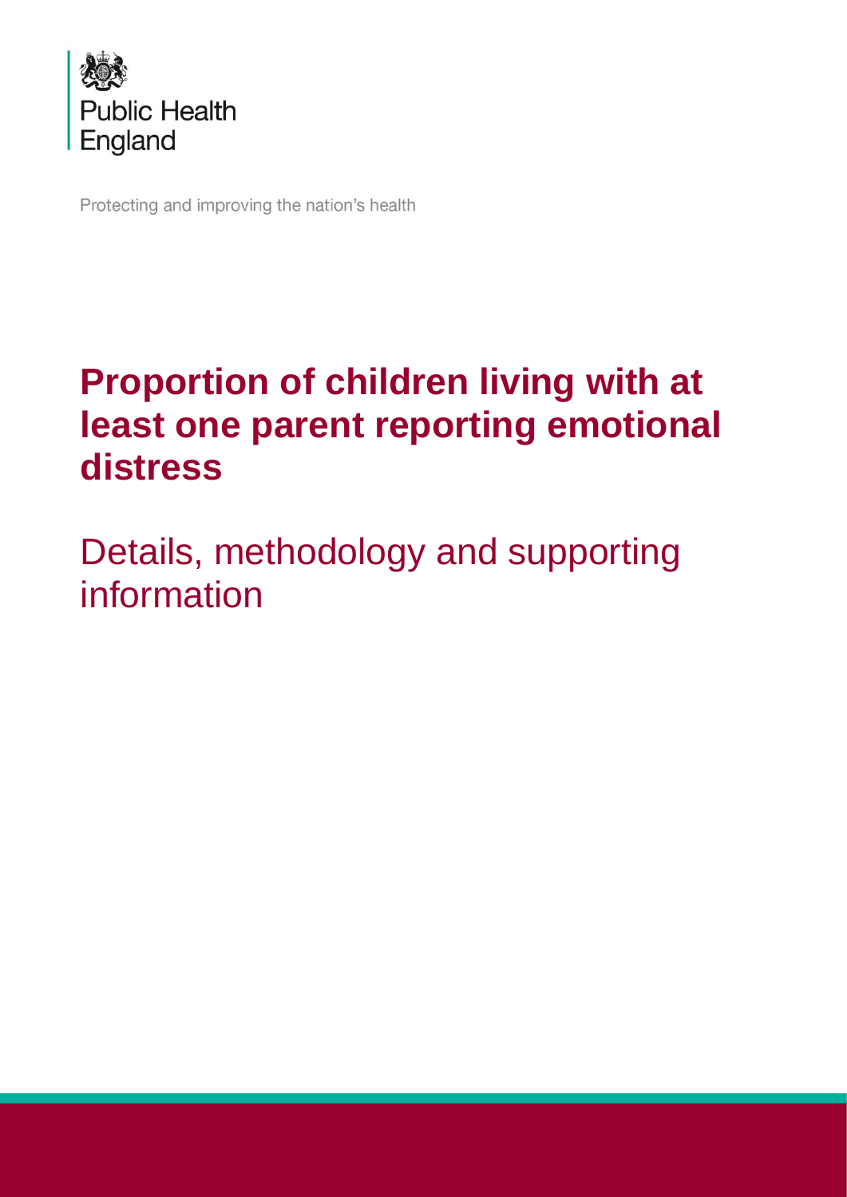Public Health England

Protecting and improving the nation's health

# Proportion of children living with at least one parent reporting emotional distress

## Details, methodology and supporting information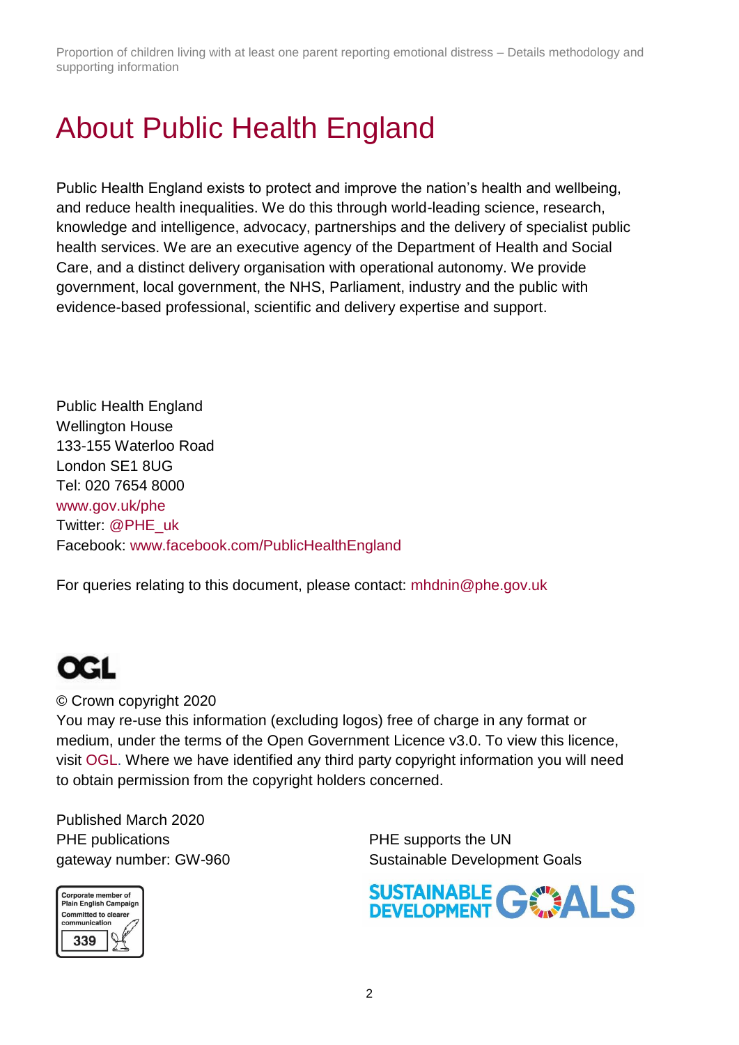# About Public Health England

Public Health England exists to protect and improve the nation's health and wellbeing, and reduce health inequalities. We do this through world-leading science, research, knowledge and intelligence, advocacy, partnerships and the delivery of specialist public health services. We are an executive agency of the Department of Health and Social Care, and a distinct delivery organisation with operational autonomy. We provide government, local government, the NHS, Parliament, industry and the public with evidence-based professional, scientific and delivery expertise and support.

Public Health England
Wellington House
133-155 Waterloo Road
London SE1 8UG
Tel: 020 7654 8000
www.gov.uk/phe
Twitter: @PHE_uk
Facebook: www.facebook.com/PublicHealthEngland

For queries relating to this document, please contact: mhdnin@phe.gov.uk

© Crown copyright 2020
You may re-use this information (excluding logos) free of charge in any format or medium, under the terms of the Open Government Licence v3.0. To view this licence, visit OGL. Where we have identified any third party copyright information you will need to obtain permission from the copyright holders concerned.

Published March 2020
PHE publications
gateway number: GW-960

PHE supports the UN
Sustainable Development Goals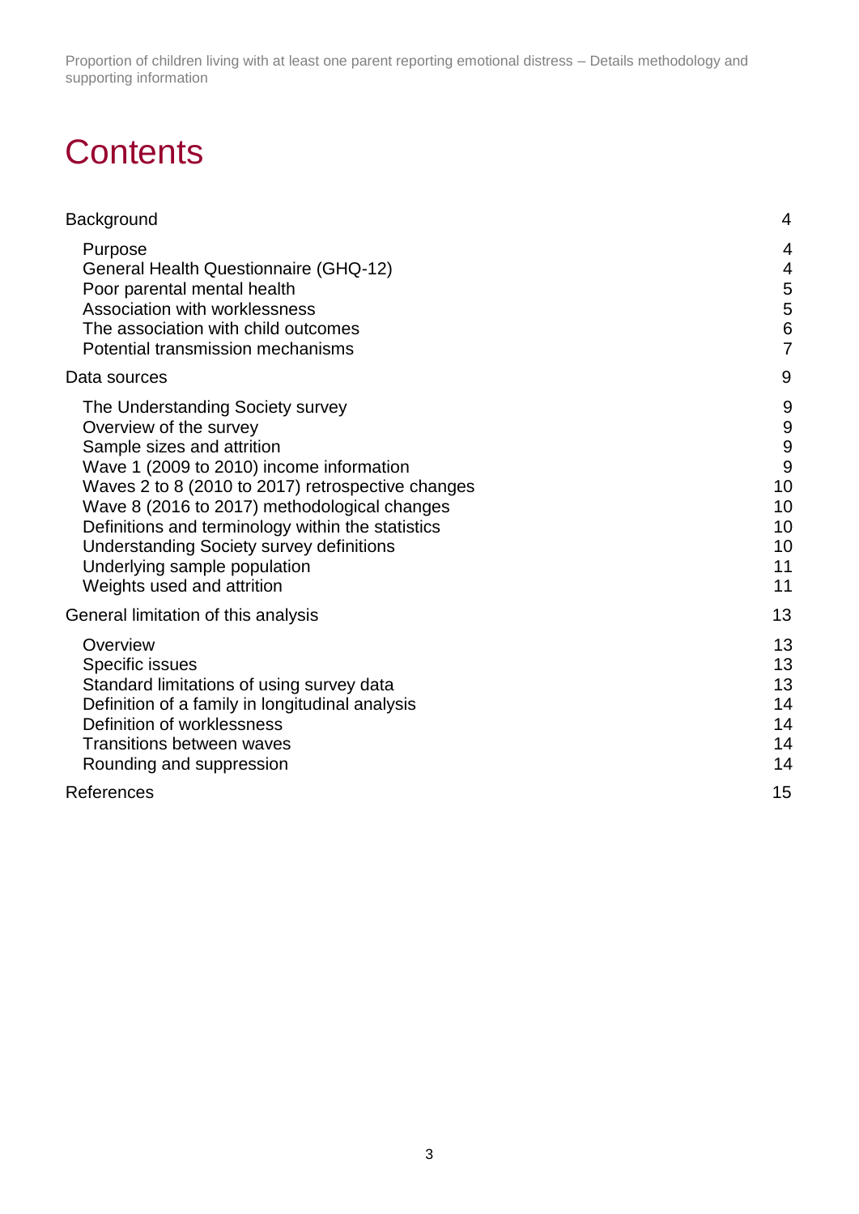# Contents

| | |
|---|---|
| Background | 4 |
| Purpose | 4 |
| General Health Questionnaire (GHQ-12) | 4 |
| Poor parental mental health | 5 |
| Association with worklessness | 5 |
| The association with child outcomes | 6 |
| Potential transmission mechanisms | 7 |
| Data sources | 9 |
| The Understanding Society survey | 9 |
| Overview of the survey | 9 |
| Sample sizes and attrition | 9 |
| Wave 1 (2009 to 2010) income information | 9 |
| Waves 2 to 8 (2010 to 2017) retrospective changes | 10 |
| Wave 8 (2016 to 2017) methodological changes | 10 |
| Definitions and terminology within the statistics | 10 |
| Understanding Society survey definitions | 10 |
| Underlying sample population | 11 |
| Weights used and attrition | 11 |
| General limitation of this analysis | 13 |
| Overview | 13 |
| Specific issues | 13 |
| Standard limitations of using survey data | 13 |
| Definition of a family in longitudinal analysis | 14 |
| Definition of worklessness | 14 |
| Transitions between waves | 14 |
| Rounding and suppression | 14 |
| References | 15 |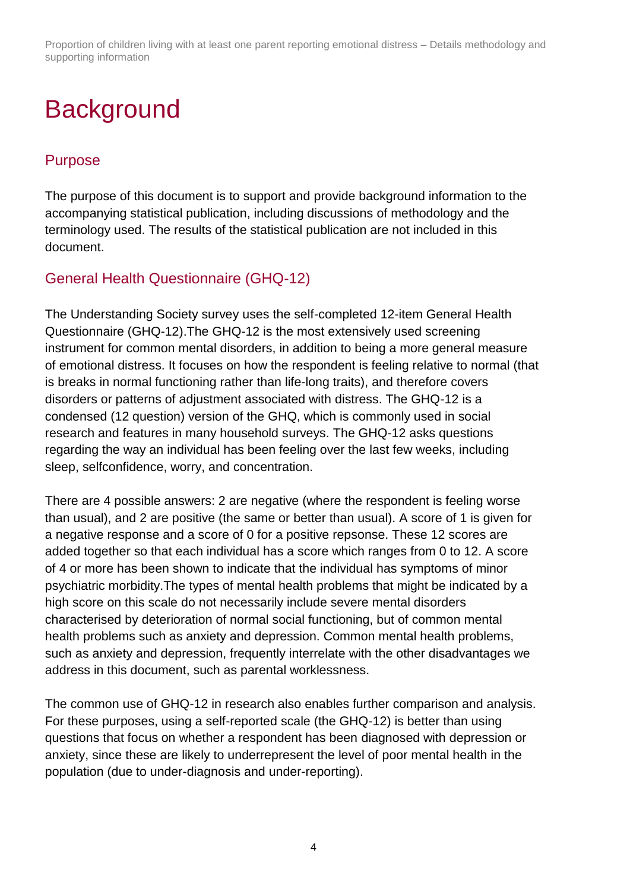# Background

## Purpose

The purpose of this document is to support and provide background information to the accompanying statistical publication, including discussions of methodology and the terminology used. The results of the statistical publication are not included in this document.

## General Health Questionnaire (GHQ-12)

The Understanding Society survey uses the self-completed 12-item General Health Questionnaire (GHQ-12).The GHQ-12 is the most extensively used screening instrument for common mental disorders, in addition to being a more general measure of emotional distress. It focuses on how the respondent is feeling relative to normal (that is breaks in normal functioning rather than life-long traits), and therefore covers disorders or patterns of adjustment associated with distress. The GHQ-12 is a condensed (12 question) version of the GHQ, which is commonly used in social research and features in many household surveys. The GHQ-12 asks questions regarding the way an individual has been feeling over the last few weeks, including sleep, selfconfidence, worry, and concentration.

There are 4 possible answers: 2 are negative (where the respondent is feeling worse than usual), and 2 are positive (the same or better than usual). A score of 1 is given for a negative response and a score of 0 for a positive repsonse. These 12 scores are added together so that each individual has a score which ranges from 0 to 12. A score of 4 or more has been shown to indicate that the individual has symptoms of minor psychiatric morbidity.The types of mental health problems that might be indicated by a high score on this scale do not necessarily include severe mental disorders characterised by deterioration of normal social functioning, but of common mental health problems such as anxiety and depression. Common mental health problems, such as anxiety and depression, frequently interrelate with the other disadvantages we address in this document, such as parental worklessness.

The common use of GHQ-12 in research also enables further comparison and analysis. For these purposes, using a self-reported scale (the GHQ-12) is better than using questions that focus on whether a respondent has been diagnosed with depression or anxiety, since these are likely to underrepresent the level of poor mental health in the population (due to under-diagnosis and under-reporting).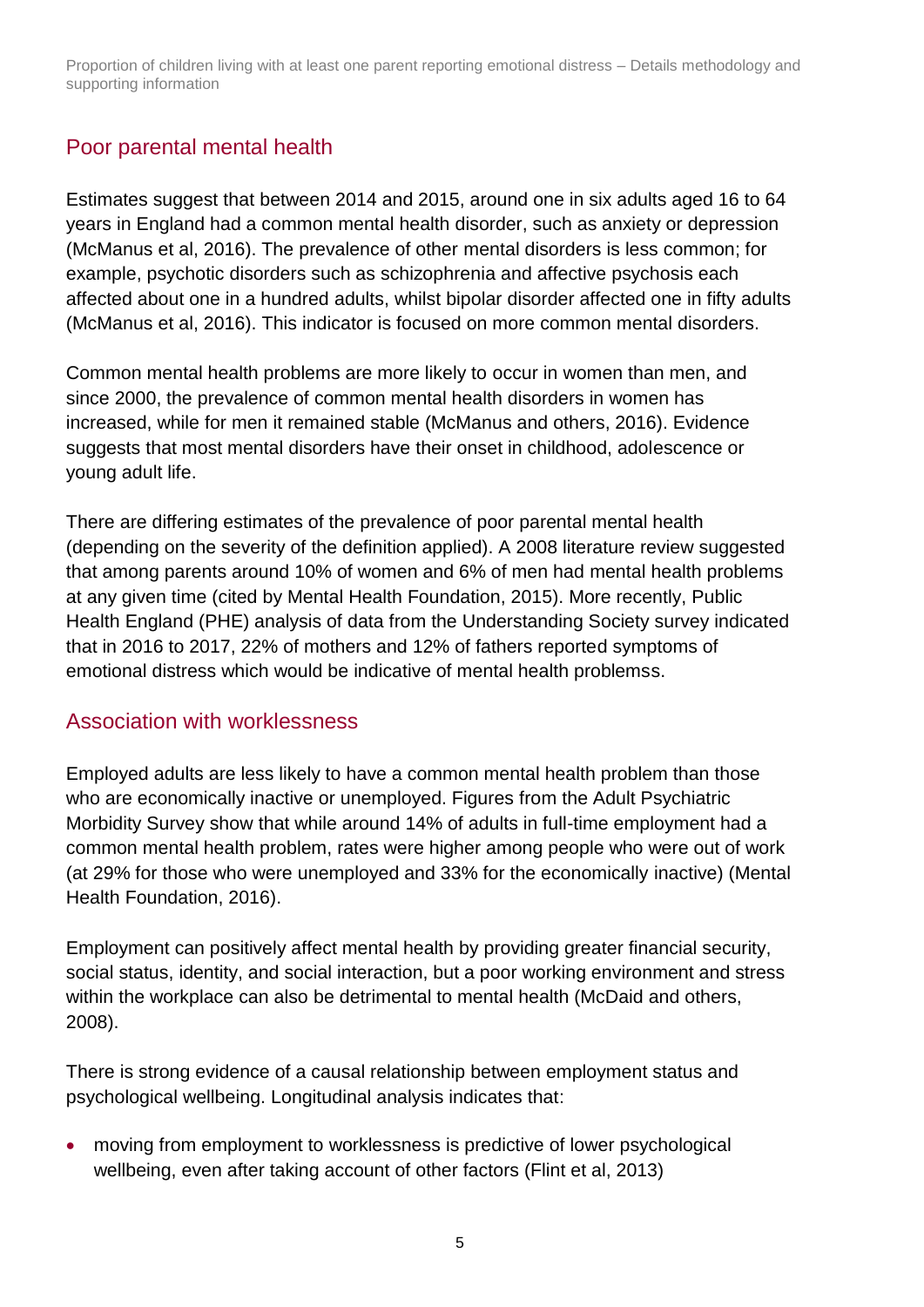## Poor parental mental health

Estimates suggest that between 2014 and 2015, around one in six adults aged 16 to 64 years in England had a common mental health disorder, such as anxiety or depression (McManus et al, 2016). The prevalence of other mental disorders is less common; for example, psychotic disorders such as schizophrenia and affective psychosis each affected about one in a hundred adults, whilst bipolar disorder affected one in fifty adults (McManus et al, 2016). This indicator is focused on more common mental disorders.

Common mental health problems are more likely to occur in women than men, and since 2000, the prevalence of common mental health disorders in women has increased, while for men it remained stable (McManus and others, 2016). Evidence suggests that most mental disorders have their onset in childhood, adolescence or young adult life.

There are differing estimates of the prevalence of poor parental mental health (depending on the severity of the definition applied). A 2008 literature review suggested that among parents around 10% of women and 6% of men had mental health problems at any given time (cited by Mental Health Foundation, 2015). More recently, Public Health England (PHE) analysis of data from the Understanding Society survey indicated that in 2016 to 2017, 22% of mothers and 12% of fathers reported symptoms of emotional distress which would be indicative of mental health problemss.

## Association with worklessness

Employed adults are less likely to have a common mental health problem than those who are economically inactive or unemployed. Figures from the Adult Psychiatric Morbidity Survey show that while around 14% of adults in full-time employment had a common mental health problem, rates were higher among people who were out of work (at 29% for those who were unemployed and 33% for the economically inactive) (Mental Health Foundation, 2016).

Employment can positively affect mental health by providing greater financial security, social status, identity, and social interaction, but a poor working environment and stress within the workplace can also be detrimental to mental health (McDaid and others, 2008).

There is strong evidence of a causal relationship between employment status and psychological wellbeing. Longitudinal analysis indicates that:

- moving from employment to worklessness is predictive of lower psychological wellbeing, even after taking account of other factors (Flint et al, 2013)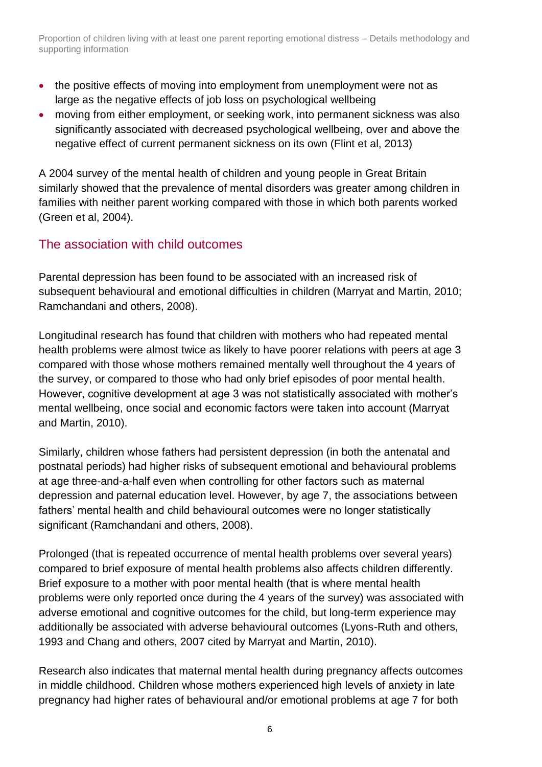- the positive effects of moving into employment from unemployment were not as large as the negative effects of job loss on psychological wellbeing
- moving from either employment, or seeking work, into permanent sickness was also significantly associated with decreased psychological wellbeing, over and above the negative effect of current permanent sickness on its own (Flint et al, 2013)

A 2004 survey of the mental health of children and young people in Great Britain similarly showed that the prevalence of mental disorders was greater among children in families with neither parent working compared with those in which both parents worked (Green et al, 2004).

## The association with child outcomes

Parental depression has been found to be associated with an increased risk of subsequent behavioural and emotional difficulties in children (Marryat and Martin, 2010; Ramchandani and others, 2008).

Longitudinal research has found that children with mothers who had repeated mental health problems were almost twice as likely to have poorer relations with peers at age 3 compared with those whose mothers remained mentally well throughout the 4 years of the survey, or compared to those who had only brief episodes of poor mental health. However, cognitive development at age 3 was not statistically associated with mother's mental wellbeing, once social and economic factors were taken into account (Marryat and Martin, 2010).

Similarly, children whose fathers had persistent depression (in both the antenatal and postnatal periods) had higher risks of subsequent emotional and behavioural problems at age three-and-a-half even when controlling for other factors such as maternal depression and paternal education level. However, by age 7, the associations between fathers' mental health and child behavioural outcomes were no longer statistically significant (Ramchandani and others, 2008).

Prolonged (that is repeated occurrence of mental health problems over several years) compared to brief exposure of mental health problems also affects children differently. Brief exposure to a mother with poor mental health (that is where mental health problems were only reported once during the 4 years of the survey) was associated with adverse emotional and cognitive outcomes for the child, but long-term experience may additionally be associated with adverse behavioural outcomes (Lyons-Ruth and others, 1993 and Chang and others, 2007 cited by Marryat and Martin, 2010).

Research also indicates that maternal mental health during pregnancy affects outcomes in middle childhood. Children whose mothers experienced high levels of anxiety in late pregnancy had higher rates of behavioural and/or emotional problems at age 7 for both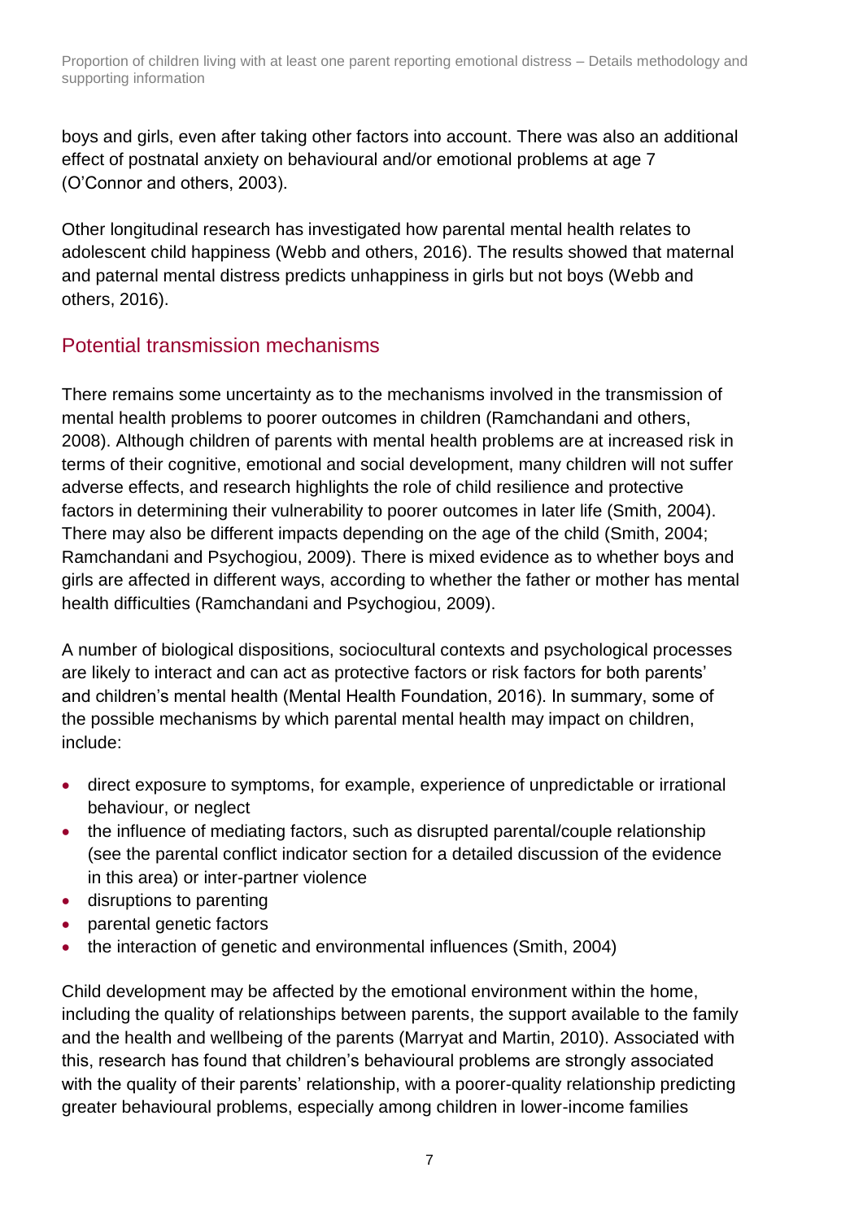boys and girls, even after taking other factors into account. There was also an additional effect of postnatal anxiety on behavioural and/or emotional problems at age 7 (O'Connor and others, 2003).

Other longitudinal research has investigated how parental mental health relates to adolescent child happiness (Webb and others, 2016). The results showed that maternal and paternal mental distress predicts unhappiness in girls but not boys (Webb and others, 2016).

## Potential transmission mechanisms

There remains some uncertainty as to the mechanisms involved in the transmission of mental health problems to poorer outcomes in children (Ramchandani and others, 2008). Although children of parents with mental health problems are at increased risk in terms of their cognitive, emotional and social development, many children will not suffer adverse effects, and research highlights the role of child resilience and protective factors in determining their vulnerability to poorer outcomes in later life (Smith, 2004). There may also be different impacts depending on the age of the child (Smith, 2004; Ramchandani and Psychogiou, 2009). There is mixed evidence as to whether boys and girls are affected in different ways, according to whether the father or mother has mental health difficulties (Ramchandani and Psychogiou, 2009).

A number of biological dispositions, sociocultural contexts and psychological processes are likely to interact and can act as protective factors or risk factors for both parents' and children's mental health (Mental Health Foundation, 2016). In summary, some of the possible mechanisms by which parental mental health may impact on children, include:

- direct exposure to symptoms, for example, experience of unpredictable or irrational behaviour, or neglect
- the influence of mediating factors, such as disrupted parental/couple relationship (see the parental conflict indicator section for a detailed discussion of the evidence in this area) or inter-partner violence
- disruptions to parenting
- parental genetic factors
- the interaction of genetic and environmental influences (Smith, 2004)

Child development may be affected by the emotional environment within the home, including the quality of relationships between parents, the support available to the family and the health and wellbeing of the parents (Marryat and Martin, 2010). Associated with this, research has found that children's behavioural problems are strongly associated with the quality of their parents' relationship, with a poorer-quality relationship predicting greater behavioural problems, especially among children in lower-income families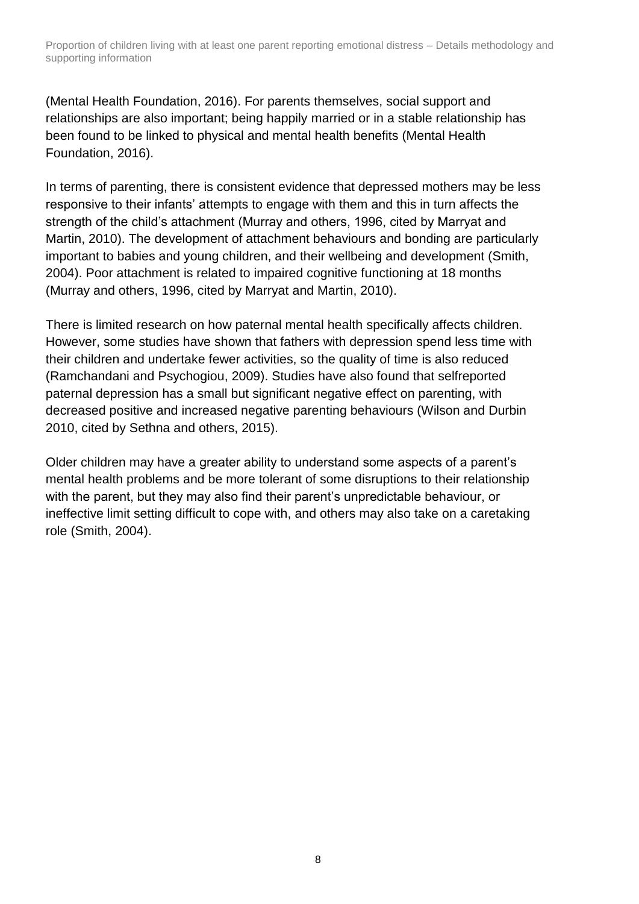(Mental Health Foundation, 2016). For parents themselves, social support and relationships are also important; being happily married or in a stable relationship has been found to be linked to physical and mental health benefits (Mental Health Foundation, 2016).

In terms of parenting, there is consistent evidence that depressed mothers may be less responsive to their infants' attempts to engage with them and this in turn affects the strength of the child's attachment (Murray and others, 1996, cited by Marryat and Martin, 2010). The development of attachment behaviours and bonding are particularly important to babies and young children, and their wellbeing and development (Smith, 2004). Poor attachment is related to impaired cognitive functioning at 18 months (Murray and others, 1996, cited by Marryat and Martin, 2010).

There is limited research on how paternal mental health specifically affects children. However, some studies have shown that fathers with depression spend less time with their children and undertake fewer activities, so the quality of time is also reduced (Ramchandani and Psychogiou, 2009). Studies have also found that selfreported paternal depression has a small but significant negative effect on parenting, with decreased positive and increased negative parenting behaviours (Wilson and Durbin 2010, cited by Sethna and others, 2015).

Older children may have a greater ability to understand some aspects of a parent's mental health problems and be more tolerant of some disruptions to their relationship with the parent, but they may also find their parent's unpredictable behaviour, or ineffective limit setting difficult to cope with, and others may also take on a caretaking role (Smith, 2004).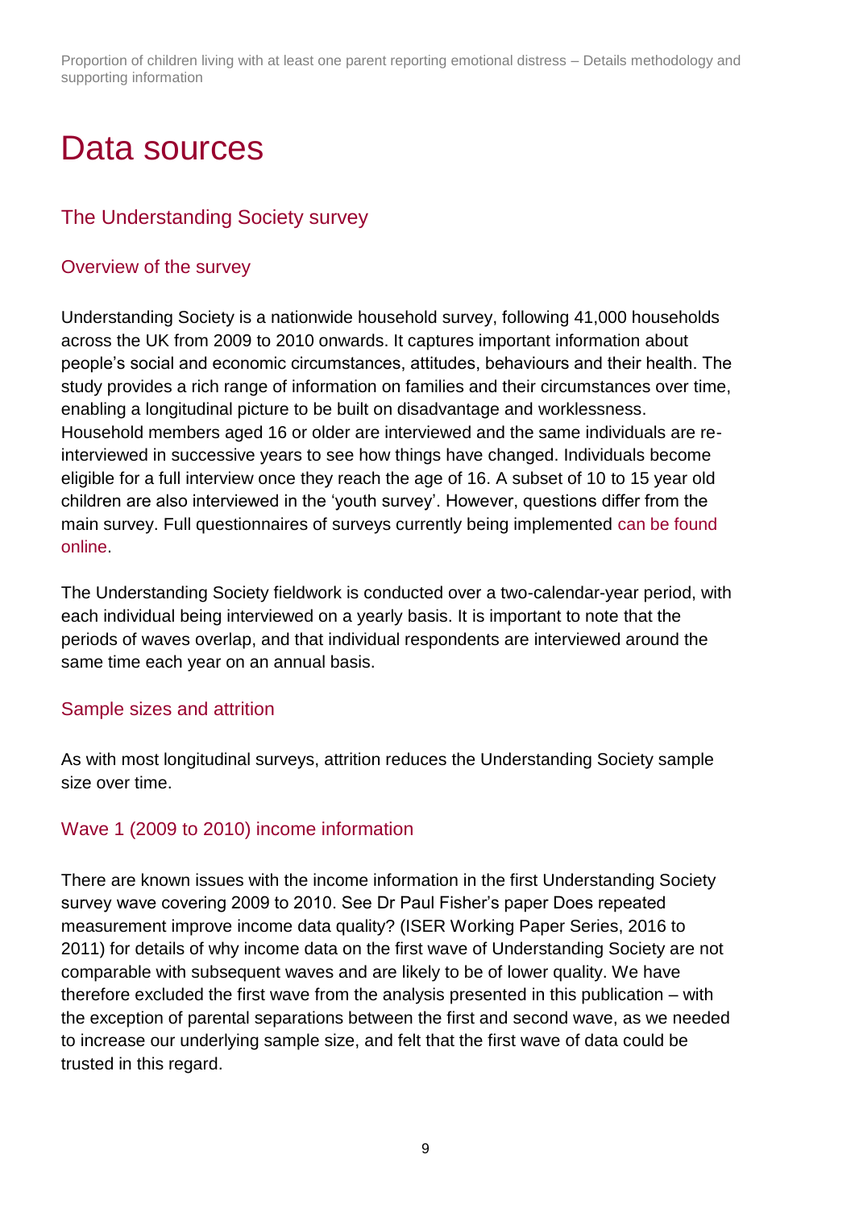# Data sources

## The Understanding Society survey

### Overview of the survey

Understanding Society is a nationwide household survey, following 41,000 households across the UK from 2009 to 2010 onwards. It captures important information about people's social and economic circumstances, attitudes, behaviours and their health. The study provides a rich range of information on families and their circumstances over time, enabling a longitudinal picture to be built on disadvantage and worklessness. Household members aged 16 or older are interviewed and the same individuals are re-interviewed in successive years to see how things have changed. Individuals become eligible for a full interview once they reach the age of 16. A subset of 10 to 15 year old children are also interviewed in the 'youth survey'. However, questions differ from the main survey. Full questionnaires of surveys currently being implemented can be found online.

The Understanding Society fieldwork is conducted over a two-calendar-year period, with each individual being interviewed on a yearly basis. It is important to note that the periods of waves overlap, and that individual respondents are interviewed around the same time each year on an annual basis.

### Sample sizes and attrition

As with most longitudinal surveys, attrition reduces the Understanding Society sample size over time.

### Wave 1 (2009 to 2010) income information

There are known issues with the income information in the first Understanding Society survey wave covering 2009 to 2010. See Dr Paul Fisher's paper Does repeated measurement improve income data quality? (ISER Working Paper Series, 2016 to 2011) for details of why income data on the first wave of Understanding Society are not comparable with subsequent waves and are likely to be of lower quality. We have therefore excluded the first wave from the analysis presented in this publication – with the exception of parental separations between the first and second wave, as we needed to increase our underlying sample size, and felt that the first wave of data could be trusted in this regard.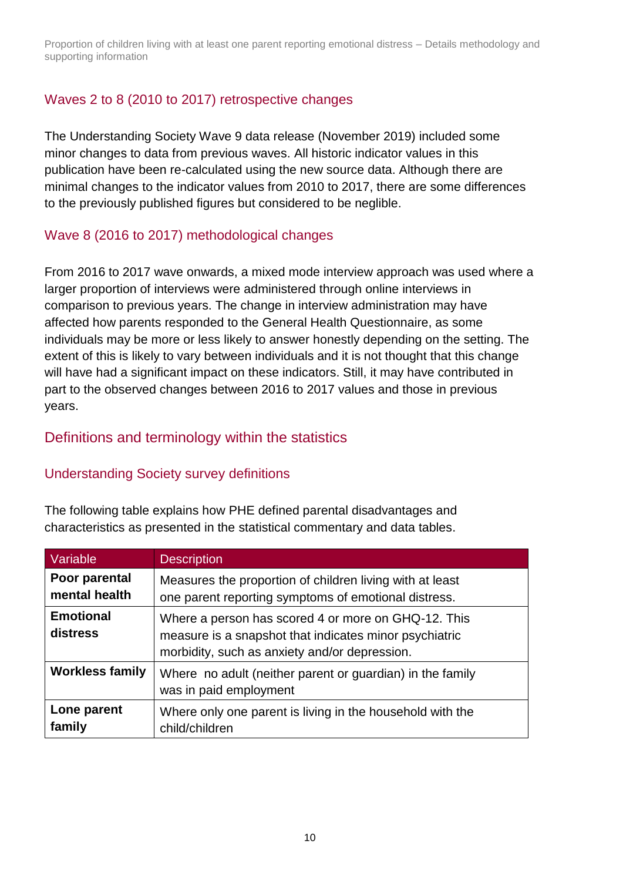### Waves 2 to 8 (2010 to 2017) retrospective changes

The Understanding Society Wave 9 data release (November 2019) included some minor changes to data from previous waves. All historic indicator values in this publication have been re-calculated using the new source data. Although there are minimal changes to the indicator values from 2010 to 2017, there are some differences to the previously published figures but considered to be neglible.

### Wave 8 (2016 to 2017) methodological changes

From 2016 to 2017 wave onwards, a mixed mode interview approach was used where a larger proportion of interviews were administered through online interviews in comparison to previous years. The change in interview administration may have affected how parents responded to the General Health Questionnaire, as some individuals may be more or less likely to answer honestly depending on the setting. The extent of this is likely to vary between individuals and it is not thought that this change will have had a significant impact on these indicators. Still, it may have contributed in part to the observed changes between 2016 to 2017 values and those in previous years.

## Definitions and terminology within the statistics

### Understanding Society survey definitions

The following table explains how PHE defined parental disadvantages and characteristics as presented in the statistical commentary and data tables.

| Variable | Description |
|---|---|
| **Poor parental mental health** | Measures the proportion of children living with at least one parent reporting symptoms of emotional distress. |
| **Emotional distress** | Where a person has scored 4 or more on GHQ-12. This measure is a snapshot that indicates minor psychiatric morbidity, such as anxiety and/or depression. |
| **Workless family** | Where no adult (neither parent or guardian) in the family was in paid employment |
| **Lone parent family** | Where only one parent is living in the household with the child/children |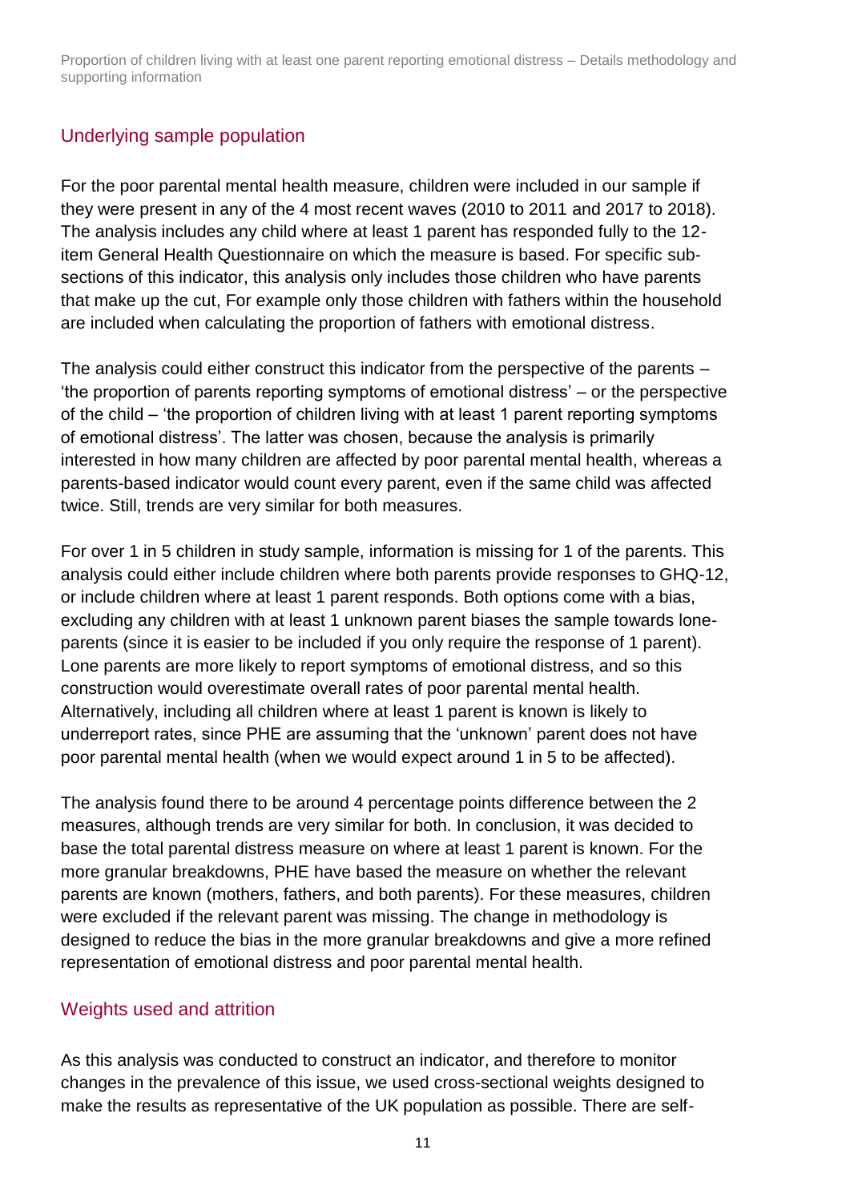## Underlying sample population

For the poor parental mental health measure, children were included in our sample if they were present in any of the 4 most recent waves (2010 to 2011 and 2017 to 2018). The analysis includes any child where at least 1 parent has responded fully to the 12-item General Health Questionnaire on which the measure is based. For specific sub-sections of this indicator, this analysis only includes those children who have parents that make up the cut, For example only those children with fathers within the household are included when calculating the proportion of fathers with emotional distress.

The analysis could either construct this indicator from the perspective of the parents – 'the proportion of parents reporting symptoms of emotional distress' – or the perspective of the child – 'the proportion of children living with at least 1 parent reporting symptoms of emotional distress'. The latter was chosen, because the analysis is primarily interested in how many children are affected by poor parental mental health, whereas a parents-based indicator would count every parent, even if the same child was affected twice. Still, trends are very similar for both measures.

For over 1 in 5 children in study sample, information is missing for 1 of the parents. This analysis could either include children where both parents provide responses to GHQ-12, or include children where at least 1 parent responds. Both options come with a bias, excluding any children with at least 1 unknown parent biases the sample towards lone-parents (since it is easier to be included if you only require the response of 1 parent). Lone parents are more likely to report symptoms of emotional distress, and so this construction would overestimate overall rates of poor parental mental health. Alternatively, including all children where at least 1 parent is known is likely to underreport rates, since PHE are assuming that the 'unknown' parent does not have poor parental mental health (when we would expect around 1 in 5 to be affected).

The analysis found there to be around 4 percentage points difference between the 2 measures, although trends are very similar for both. In conclusion, it was decided to base the total parental distress measure on where at least 1 parent is known. For the more granular breakdowns, PHE have based the measure on whether the relevant parents are known (mothers, fathers, and both parents). For these measures, children were excluded if the relevant parent was missing. The change in methodology is designed to reduce the bias in the more granular breakdowns and give a more refined representation of emotional distress and poor parental mental health.

## Weights used and attrition

As this analysis was conducted to construct an indicator, and therefore to monitor changes in the prevalence of this issue, we used cross-sectional weights designed to make the results as representative of the UK population as possible. There are self-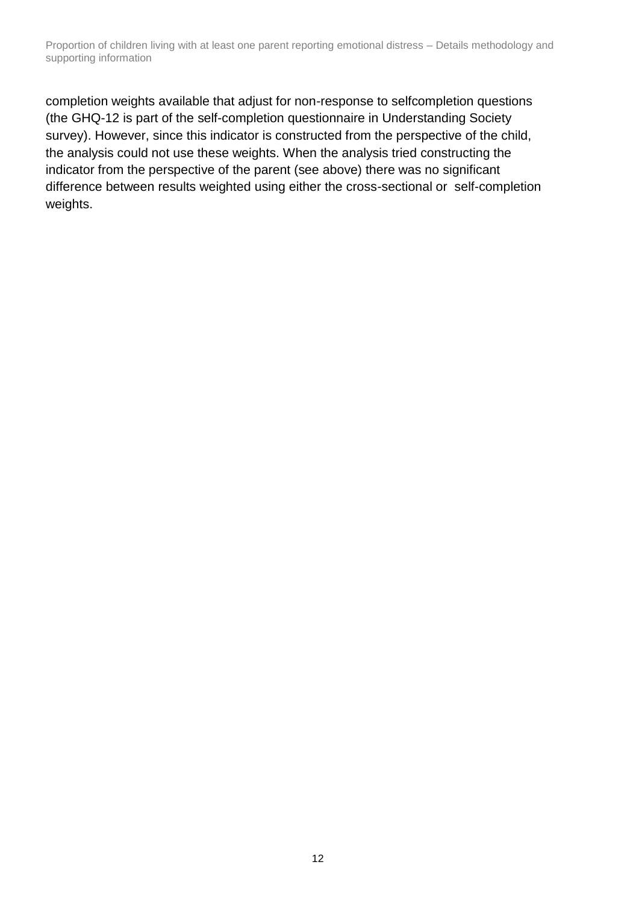completion weights available that adjust for non-response to selfcompletion questions (the GHQ-12 is part of the self-completion questionnaire in Understanding Society survey). However, since this indicator is constructed from the perspective of the child, the analysis could not use these weights. When the analysis tried constructing the indicator from the perspective of the parent (see above) there was no significant difference between results weighted using either the cross-sectional or self-completion weights.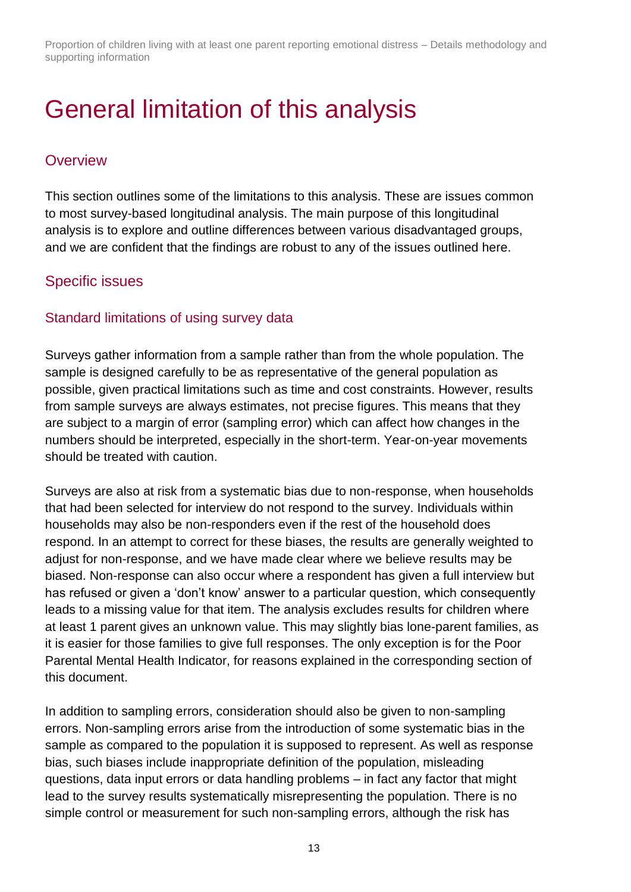# General limitation of this analysis

## Overview

This section outlines some of the limitations to this analysis. These are issues common to most survey-based longitudinal analysis. The main purpose of this longitudinal analysis is to explore and outline differences between various disadvantaged groups, and we are confident that the findings are robust to any of the issues outlined here.

## Specific issues

### Standard limitations of using survey data

Surveys gather information from a sample rather than from the whole population. The sample is designed carefully to be as representative of the general population as possible, given practical limitations such as time and cost constraints. However, results from sample surveys are always estimates, not precise figures. This means that they are subject to a margin of error (sampling error) which can affect how changes in the numbers should be interpreted, especially in the short-term. Year-on-year movements should be treated with caution.

Surveys are also at risk from a systematic bias due to non-response, when households that had been selected for interview do not respond to the survey. Individuals within households may also be non-responders even if the rest of the household does respond. In an attempt to correct for these biases, the results are generally weighted to adjust for non-response, and we have made clear where we believe results may be biased. Non-response can also occur where a respondent has given a full interview but has refused or given a 'don't know' answer to a particular question, which consequently leads to a missing value for that item. The analysis excludes results for children where at least 1 parent gives an unknown value. This may slightly bias lone-parent families, as it is easier for those families to give full responses. The only exception is for the Poor Parental Mental Health Indicator, for reasons explained in the corresponding section of this document.

In addition to sampling errors, consideration should also be given to non-sampling errors. Non-sampling errors arise from the introduction of some systematic bias in the sample as compared to the population it is supposed to represent. As well as response bias, such biases include inappropriate definition of the population, misleading questions, data input errors or data handling problems – in fact any factor that might lead to the survey results systematically misrepresenting the population. There is no simple control or measurement for such non-sampling errors, although the risk has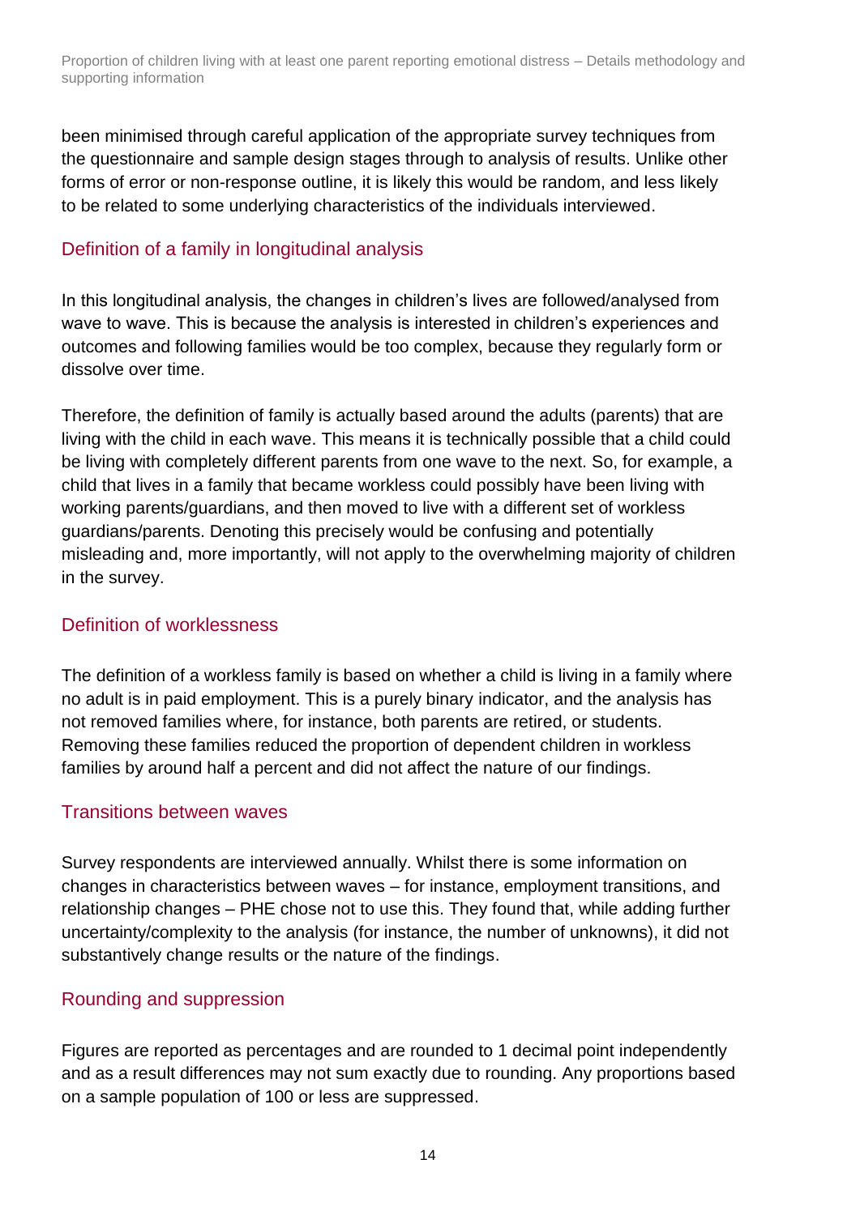been minimised through careful application of the appropriate survey techniques from the questionnaire and sample design stages through to analysis of results. Unlike other forms of error or non-response outline, it is likely this would be random, and less likely to be related to some underlying characteristics of the individuals interviewed.

## Definition of a family in longitudinal analysis

In this longitudinal analysis, the changes in children's lives are followed/analysed from wave to wave. This is because the analysis is interested in children's experiences and outcomes and following families would be too complex, because they regularly form or dissolve over time.

Therefore, the definition of family is actually based around the adults (parents) that are living with the child in each wave. This means it is technically possible that a child could be living with completely different parents from one wave to the next. So, for example, a child that lives in a family that became workless could possibly have been living with working parents/guardians, and then moved to live with a different set of workless guardians/parents. Denoting this precisely would be confusing and potentially misleading and, more importantly, will not apply to the overwhelming majority of children in the survey.

## Definition of worklessness

The definition of a workless family is based on whether a child is living in a family where no adult is in paid employment. This is a purely binary indicator, and the analysis has not removed families where, for instance, both parents are retired, or students. Removing these families reduced the proportion of dependent children in workless families by around half a percent and did not affect the nature of our findings.

## Transitions between waves

Survey respondents are interviewed annually. Whilst there is some information on changes in characteristics between waves – for instance, employment transitions, and relationship changes – PHE chose not to use this. They found that, while adding further uncertainty/complexity to the analysis (for instance, the number of unknowns), it did not substantively change results or the nature of the findings.

## Rounding and suppression

Figures are reported as percentages and are rounded to 1 decimal point independently and as a result differences may not sum exactly due to rounding. Any proportions based on a sample population of 100 or less are suppressed.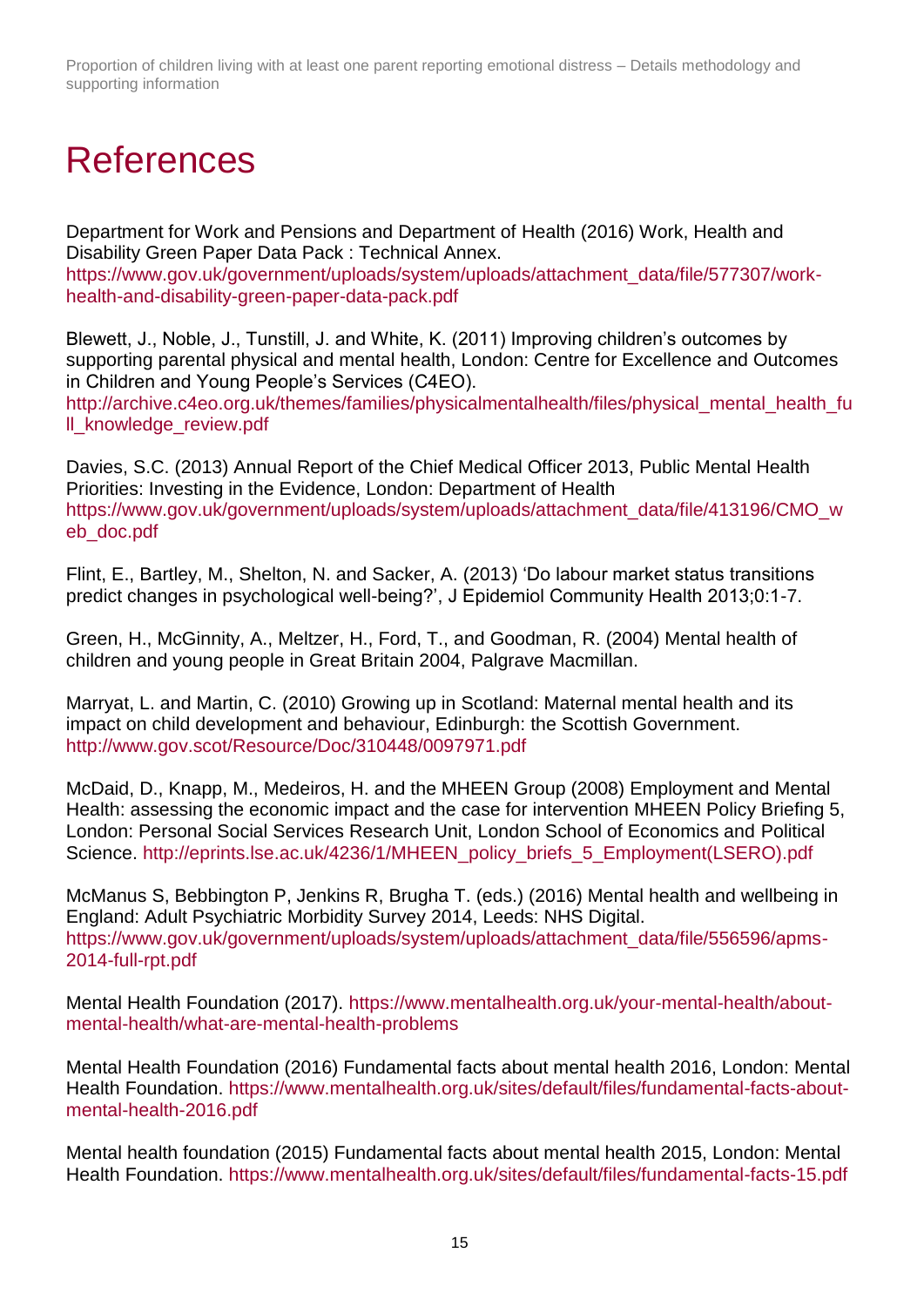# References

Department for Work and Pensions and Department of Health (2016) Work, Health and Disability Green Paper Data Pack : Technical Annex. https://www.gov.uk/government/uploads/system/uploads/attachment_data/file/577307/work-health-and-disability-green-paper-data-pack.pdf

Blewett, J., Noble, J., Tunstill, J. and White, K. (2011) Improving children's outcomes by supporting parental physical and mental health, London: Centre for Excellence and Outcomes in Children and Young People's Services (C4EO). http://archive.c4eo.org.uk/themes/families/physicalmentalhealth/files/physical_mental_health_full_knowledge_review.pdf

Davies, S.C. (2013) Annual Report of the Chief Medical Officer 2013, Public Mental Health Priorities: Investing in the Evidence, London: Department of Health https://www.gov.uk/government/uploads/system/uploads/attachment_data/file/413196/CMO_web_doc.pdf

Flint, E., Bartley, M., Shelton, N. and Sacker, A. (2013) 'Do labour market status transitions predict changes in psychological well-being?', J Epidemiol Community Health 2013;0:1-7.

Green, H., McGinnity, A., Meltzer, H., Ford, T., and Goodman, R. (2004) Mental health of children and young people in Great Britain 2004, Palgrave Macmillan.

Marryat, L. and Martin, C. (2010) Growing up in Scotland: Maternal mental health and its impact on child development and behaviour, Edinburgh: the Scottish Government. http://www.gov.scot/Resource/Doc/310448/0097971.pdf

McDaid, D., Knapp, M., Medeiros, H. and the MHEEN Group (2008) Employment and Mental Health: assessing the economic impact and the case for intervention MHEEN Policy Briefing 5, London: Personal Social Services Research Unit, London School of Economics and Political Science. http://eprints.lse.ac.uk/4236/1/MHEEN_policy_briefs_5_Employment(LSERO).pdf

McManus S, Bebbington P, Jenkins R, Brugha T. (eds.) (2016) Mental health and wellbeing in England: Adult Psychiatric Morbidity Survey 2014, Leeds: NHS Digital. https://www.gov.uk/government/uploads/system/uploads/attachment_data/file/556596/apms-2014-full-rpt.pdf

Mental Health Foundation (2017). https://www.mentalhealth.org.uk/your-mental-health/about-mental-health/what-are-mental-health-problems

Mental Health Foundation (2016) Fundamental facts about mental health 2016, London: Mental Health Foundation. https://www.mentalhealth.org.uk/sites/default/files/fundamental-facts-about-mental-health-2016.pdf

Mental health foundation (2015) Fundamental facts about mental health 2015, London: Mental Health Foundation. https://www.mentalhealth.org.uk/sites/default/files/fundamental-facts-15.pdf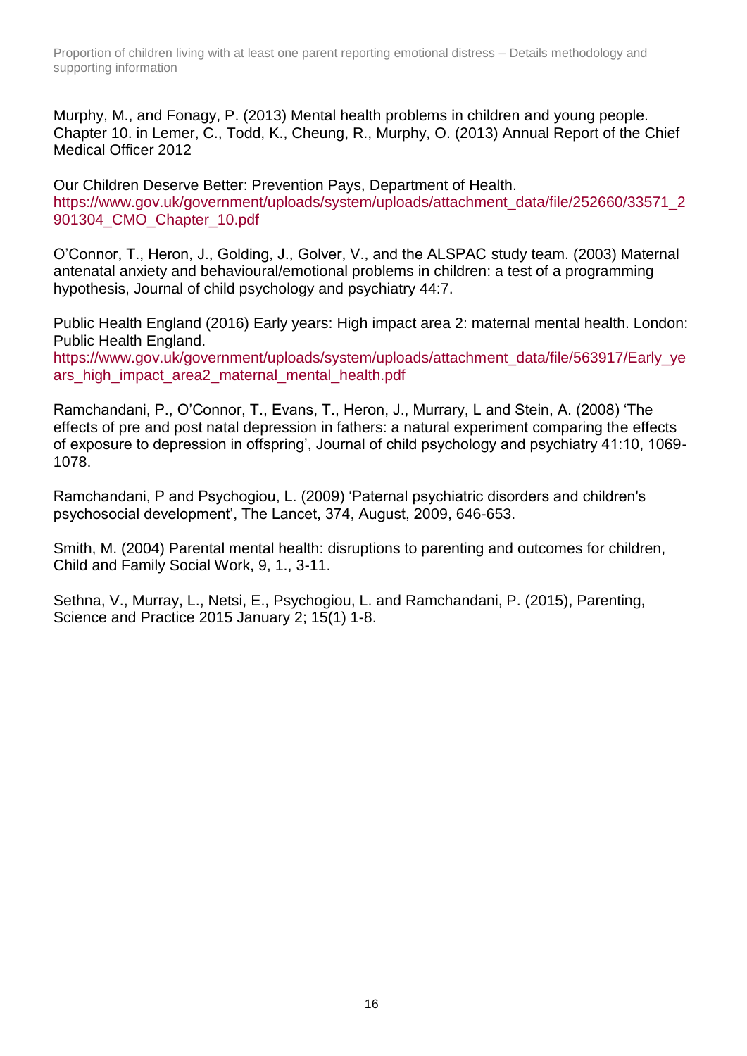Murphy, M., and Fonagy, P. (2013) Mental health problems in children and young people. Chapter 10. in Lemer, C., Todd, K., Cheung, R., Murphy, O. (2013) Annual Report of the Chief Medical Officer 2012

Our Children Deserve Better: Prevention Pays, Department of Health. https://www.gov.uk/government/uploads/system/uploads/attachment_data/file/252660/33571_2901304_CMO_Chapter_10.pdf

O'Connor, T., Heron, J., Golding, J., Golver, V., and the ALSPAC study team. (2003) Maternal antenatal anxiety and behavioural/emotional problems in children: a test of a programming hypothesis, Journal of child psychology and psychiatry 44:7.

Public Health England (2016) Early years: High impact area 2: maternal mental health. London: Public Health England. https://www.gov.uk/government/uploads/system/uploads/attachment_data/file/563917/Early_years_high_impact_area2_maternal_mental_health.pdf

Ramchandani, P., O'Connor, T., Evans, T., Heron, J., Murray, L and Stein, A. (2008) 'The effects of pre and post natal depression in fathers: a natural experiment comparing the effects of exposure to depression in offspring', Journal of child psychology and psychiatry 41:10, 1069-1078.

Ramchandani, P and Psychogiou, L. (2009) 'Paternal psychiatric disorders and children's psychosocial development', The Lancet, 374, August, 2009, 646-653.

Smith, M. (2004) Parental mental health: disruptions to parenting and outcomes for children, Child and Family Social Work, 9, 1., 3-11.

Sethna, V., Murray, L., Netsi, E., Psychogiou, L. and Ramchandani, P. (2015), Parenting, Science and Practice 2015 January 2; 15(1) 1-8.